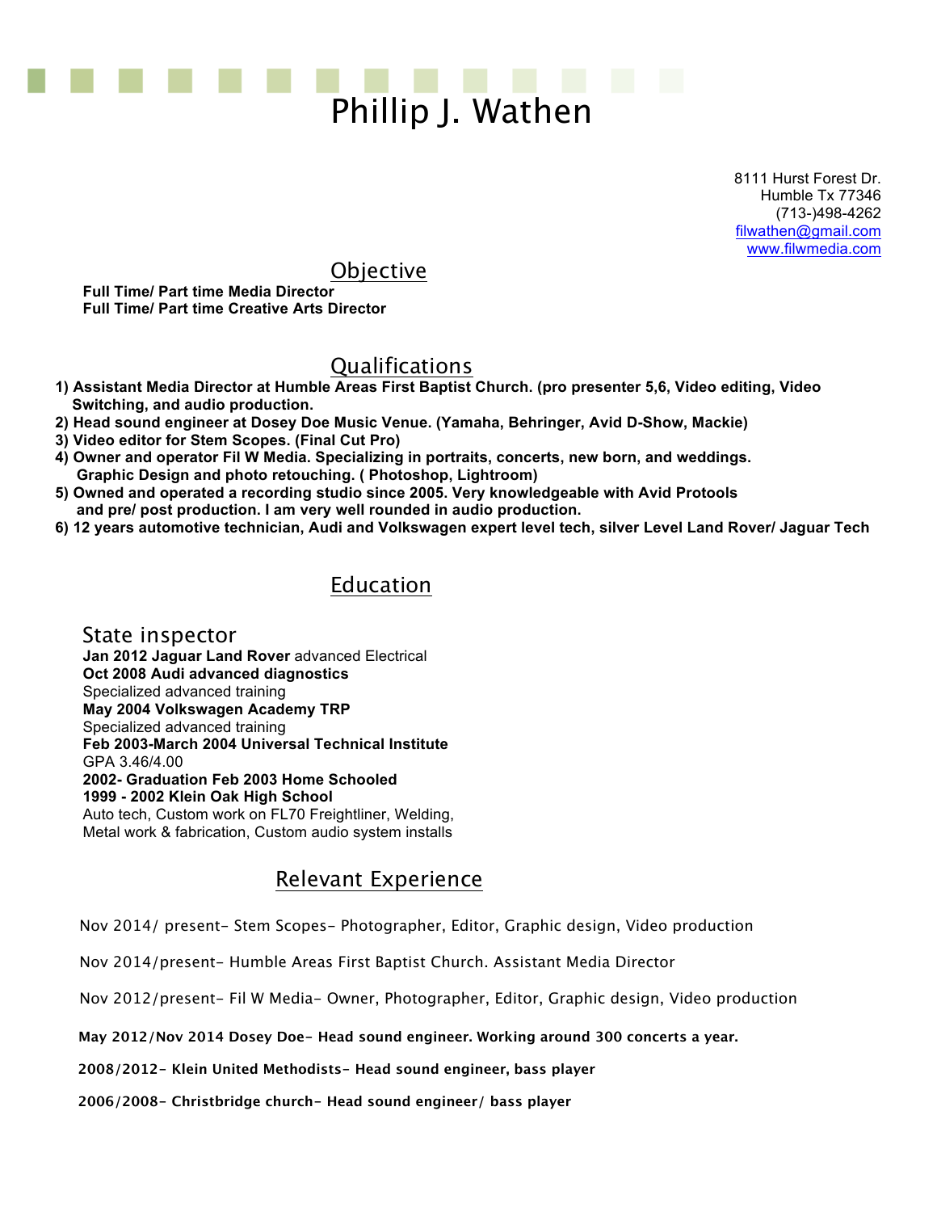# Phillip J. Wathen

8111 Hurst Forest Dr.
Humble Tx 77346
(713-)498-4262
filwathen@gmail.com
www.filwmedia.com

## Objective

**Full Time/ Part time Media Director**
**Full Time/ Part time Creative Arts Director**

## Qualifications

**1) Assistant Media Director at Humble Areas First Baptist Church. (pro presenter 5,6, Video editing, Video Switching, and audio production.**
**2) Head sound engineer at Dosey Doe Music Venue. (Yamaha, Behringer, Avid D-Show, Mackie)**
**3) Video editor for Stem Scopes. (Final Cut Pro)**
**4) Owner and operator Fil W Media. Specializing in portraits, concerts, new born, and weddings. Graphic Design and photo retouching. ( Photoshop, Lightroom)**
**5) Owned and operated a recording studio since 2005. Very knowledgeable with Avid Protools and pre/ post production. I am very well rounded in audio production.**
**6) 12 years automotive technician, Audi and Volkswagen expert level tech, silver Level Land Rover/ Jaguar Tech**

## Education

### State inspector

**Jan 2012 Jaguar Land Rover** advanced Electrical
**Oct 2008 Audi advanced diagnostics**
Specialized advanced training
**May 2004 Volkswagen Academy TRP**
Specialized advanced training
**Feb 2003-March 2004 Universal Technical Institute**
GPA 3.46/4.00
**2002- Graduation Feb 2003 Home Schooled**
**1999 - 2002 Klein Oak High School**
Auto tech, Custom work on FL70 Freightliner, Welding, Metal work & fabrication, Custom audio system installs

## Relevant Experience

Nov 2014/ present- Stem Scopes- Photographer, Editor, Graphic design, Video production

Nov 2014/present- Humble Areas First Baptist Church. Assistant Media Director

Nov 2012/present- Fil W Media- Owner, Photographer, Editor, Graphic design, Video production

**May 2012/Nov 2014 Dosey Doe- Head sound engineer. Working around 300 concerts a year.**

**2008/2012- Klein United Methodists- Head sound engineer, bass player**

**2006/2008- Christbridge church- Head sound engineer/ bass player**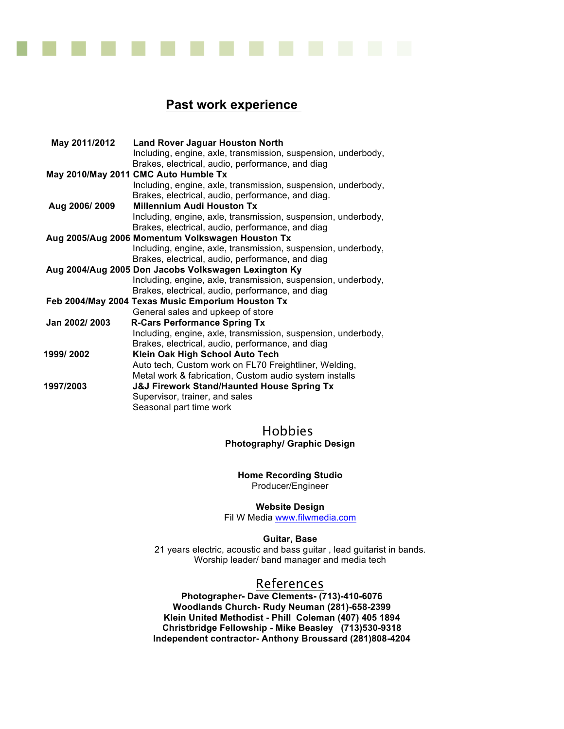## Past work experience

**May 2011/2012** **Land Rover Jaguar Houston North**
Including, engine, axle, transmission, suspension, underbody,
Brakes, electrical, audio, performance, and diag

**May 2010/May 2011** **CMC Auto Humble Tx**
Including, engine, axle, transmission, suspension, underbody,
Brakes, electrical, audio, performance, and diag.

**Aug 2006/ 2009** **Millennium Audi Houston Tx**
Including, engine, axle, transmission, suspension, underbody,
Brakes, electrical, audio, performance, and diag

**Aug 2005/Aug 2006** **Momentum Volkswagen Houston Tx**
Including, engine, axle, transmission, suspension, underbody,
Brakes, electrical, audio, performance, and diag

**Aug 2004/Aug 2005** **Don Jacobs Volkswagen Lexington Ky**
Including, engine, axle, transmission, suspension, underbody,
Brakes, electrical, audio, performance, and diag

**Feb 2004/May 2004** **Texas Music Emporium Houston Tx**
General sales and upkeep of store

**Jan 2002/ 2003** **R-Cars Performance Spring Tx**
Including, engine, axle, transmission, suspension, underbody,
Brakes, electrical, audio, performance, and diag

**1999/ 2002** **Klein Oak High School Auto Tech**
Auto tech, Custom work on FL70 Freightliner, Welding,
Metal work & fabrication, Custom audio system installs

**1997/2003** **J&J Firework Stand/Haunted House Spring Tx**
Supervisor, trainer, and sales
Seasonal part time work

## Hobbies

**Photography/ Graphic Design**

**Home Recording Studio**
Producer/Engineer

**Website Design**
Fil W Media www.filwmedia.com

**Guitar, Base**
21 years electric, acoustic and bass guitar , lead guitarist in bands.
Worship leader/ band manager and media tech

## References

**Photographer- Dave Clements- (713)-410-6076**
**Woodlands Church- Rudy Neuman (281)-658-2399**
**Klein United Methodist - Phill Coleman (407) 405 1894**
**Christbridge Fellowship - Mike Beasley (713)530-9318**
**Independent contractor- Anthony Broussard (281)808-4204**